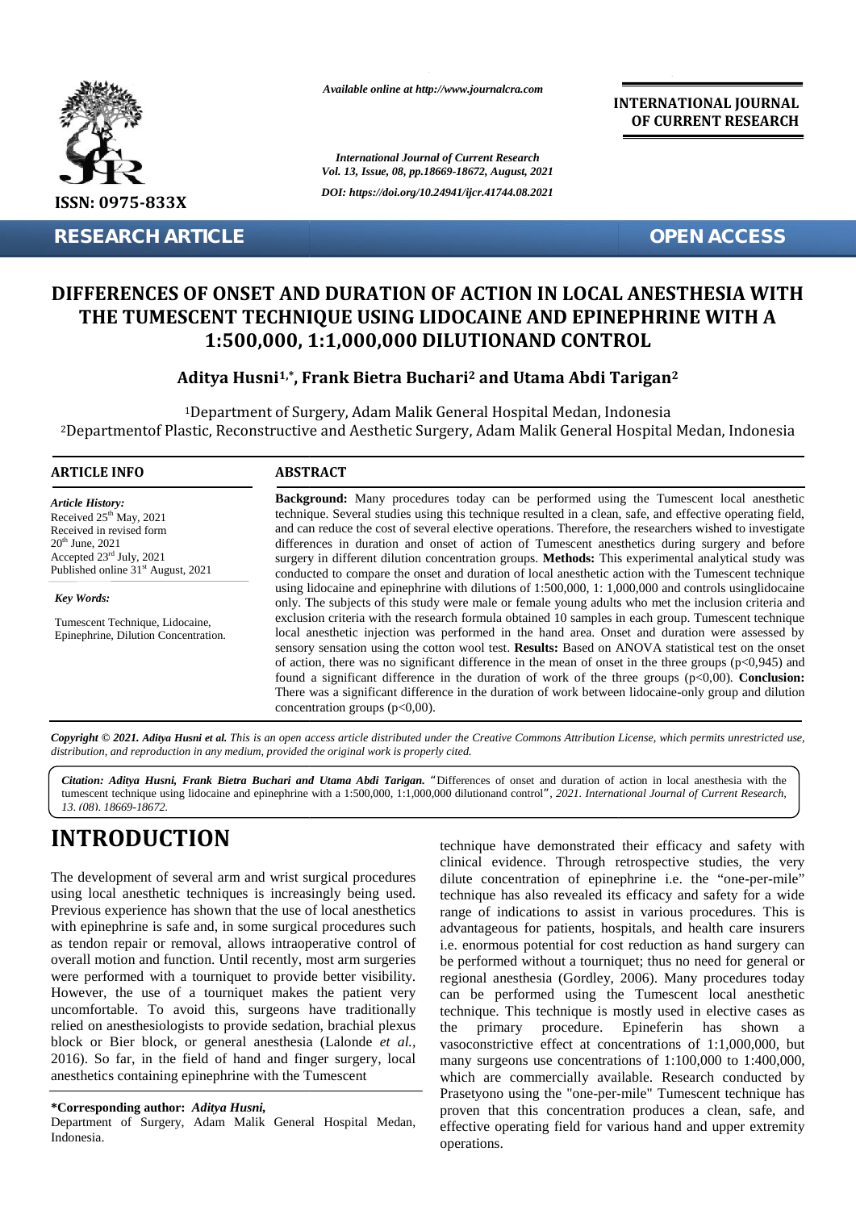# DIFFERENCES OF ONSET AND DURATION OF ACTION IN LOCAL ANESTHESIA WITH THE TUMESCENT TECHNIQUE USING LIDOCAINE AND EPINEPHRINE WITH A 1:500,000, 1:1,000,000 DILUTIONAND CONTROL

**Aditya Husni[1,*], Frank Bietra Buchari[2] and Utama Abdi Tarigan[2]**

[1]Department of Surgery, Adam Malik General Hospital Medan, Indonesia
[2]Departmentof Plastic, Reconstructive and Aesthetic Surgery, Adam Malik General Hospital Medan, Indonesia

## ARTICLE INFO

*Article History:*
Received 25th May, 2021
Received in revised form 20th June, 2021
Accepted 23rd July, 2021
Published online 31st August, 2021

*Key Words:*
Tumescent Technique, Lidocaine, Epinephrine, Dilution Concentration.

## ABSTRACT

**Background:** Many procedures today can be performed using the Tumescent local anesthetic technique. Several studies using this technique resulted in a clean, safe, and effective operating field, and can reduce the cost of several elective operations. Therefore, the researchers wished to investigate differences in duration and onset of action of Tumescent anesthetics during surgery and before surgery in different dilution concentration groups. **Methods:** This experimental analytical study was conducted to compare the onset and duration of local anesthetic action with the Tumescent technique using lidocaine and epinephrine with dilutions of 1:500,000, 1: 1,000,000 and controls usinglidocaine only. The subjects of this study were male or female young adults who met the inclusion criteria and exclusion criteria with the research formula obtained 10 samples in each group. Tumescent technique local anesthetic injection was performed in the hand area. Onset and duration were assessed by sensory sensation using the cotton wool test. **Results:** Based on ANOVA statistical test on the onset of action, there was no significant difference in the mean of onset in the three groups (p<0,945) and found a significant difference in the duration of work of the three groups (p<0,00). **Conclusion:** There was a significant difference in the duration of work between lidocaine-only group and dilution concentration groups (p<0,00).

*Copyright © 2021. Aditya Husni et al. This is an open access article distributed under the Creative Commons Attribution License, which permits unrestricted use, distribution, and reproduction in any medium, provided the original work is properly cited.*

***Citation: Aditya Husni, Frank Bietra Buchari and Utama Abdi Tarigan.*** *"Differences of onset and duration of action in local anesthesia with the tumescent technique using lidocaine and epinephrine with a 1:500,000, 1:1,000,000 dilutionand control", 2021. International Journal of Current Research, 13, (08), 18669-18672.*

# INTRODUCTION

The development of several arm and wrist surgical procedures using local anesthetic techniques is increasingly being used. Previous experience has shown that the use of local anesthetics with epinephrine is safe and, in some surgical procedures such as tendon repair or removal, allows intraoperative control of overall motion and function. Until recently, most arm surgeries were performed with a tourniquet to provide better visibility. However, the use of a tourniquet makes the patient very uncomfortable. To avoid this, surgeons have traditionally relied on anesthesiologists to provide sedation, brachial plexus block or Bier block, or general anesthesia (Lalonde *et al.*, 2016). So far, in the field of hand and finger surgery, local anesthetics containing epinephrine with the Tumescent technique have demonstrated their efficacy and safety with clinical evidence. Through retrospective studies, the very dilute concentration of epinephrine i.e. the "one-per-mile" technique has also revealed its efficacy and safety for a wide range of indications to assist in various procedures. This is advantageous for patients, hospitals, and health care insurers i.e. enormous potential for cost reduction as hand surgery can be performed without a tourniquet; thus no need for general or regional anesthesia (Gordley, 2006). Many procedures today can be performed using the Tumescent local anesthetic technique. This technique is mostly used in elective cases as the primary procedure. Epineferin has shown a vasoconstrictive effect at concentrations of 1:1,000,000, but many surgeons use concentrations of 1:100,000 to 1:400,000, which are commercially available. Research conducted by Prasetyono using the "one-per-mile" Tumescent technique has proven that this concentration produces a clean, safe, and effective operating field for various hand and upper extremity operations.

**\*Corresponding author: *Aditya Husni,***
Department of Surgery, Adam Malik General Hospital Medan, Indonesia.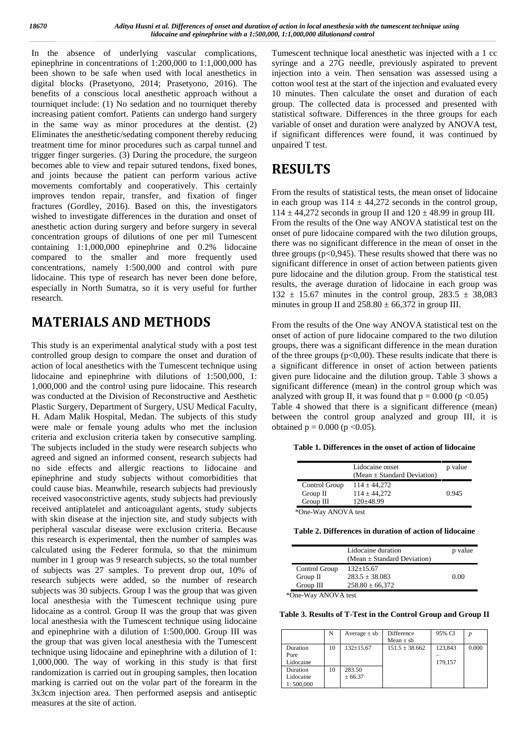In the absence of underlying vascular complications, epinephrine in concentrations of 1:200,000 to 1:1,000,000 has been shown to be safe when used with local anesthetics in digital blocks (Prasetyono, 2014; Prasetyono, 2016). The benefits of a conscious local anesthetic approach without a tourniquet include: (1) No sedation and no tourniquet thereby increasing patient comfort. Patients can undergo hand surgery in the same way as minor procedures at the dentist. (2) Eliminates the anesthetic/sedating component thereby reducing treatment time for minor procedures such as carpal tunnel and trigger finger surgeries. (3) During the procedure, the surgeon becomes able to view and repair sutured tendons, fixed bones, and joints because the patient can perform various active movements comfortably and cooperatively. This certainly improves tendon repair, transfer, and fixation of finger fractures (Gordley, 2016). Based on this, the investigators wished to investigate differences in the duration and onset of anesthetic action during surgery and before surgery in several concentration groups of dilutions of one per mil Tumescent containing 1:1,000,000 epinephrine and 0.2% lidocaine compared to the smaller and more frequently used concentrations, namely 1:500,000 and control with pure lidocaine. This type of research has never been done before, especially in North Sumatra, so it is very useful for further research.

# MATERIALS AND METHODS

This study is an experimental analytical study with a post test controlled group design to compare the onset and duration of action of local anesthetics with the Tumescent technique using lidocaine and epinephrine with dilutions of 1:500,000, 1: 1,000,000 and the control using pure lidocaine. This research was conducted at the Division of Reconstructive and Aesthetic Plastic Surgery, Department of Surgery, USU Medical Faculty, H. Adam Malik Hospital, Medan. The subjects of this study were male or female young adults who met the inclusion criteria and exclusion criteria taken by consecutive sampling. The subjects included in the study were research subjects who agreed and signed an informed consent, research subjects had no side effects and allergic reactions to lidocaine and epinephrine and study subjects without comorbidities that could cause bias. Meanwhile, research subjects had previously received vasoconstrictive agents, study subjects had previously received antiplatelet and anticoagulant agents, study subjects with skin disease at the injection site, and study subjects with peripheral vascular disease were exclusion criteria. Because this research is experimental, then the number of samples was calculated using the Federer formula, so that the minimum number in 1 group was 9 research subjects, so the total number of subjects was 27 samples. To prevent drop out, 10% of research subjects were added, so the number of research subjects was 30 subjects. Group I was the group that was given local anesthesia with the Tumescent technique using pure lidocaine as a control. Group II was the group that was given local anesthesia with the Tumescent technique using lidocaine and epinephrine with a dilution of 1:500,000. Group III was the group that was given local anesthesia with the Tumescent technique using lidocaine and epinephrine with a dilution of 1: 1,000,000. The way of working in this study is that first randomization is carried out in grouping samples, then location marking is carried out on the volar part of the forearm in the 3x3cm injection area. Then performed asepsis and antiseptic measures at the site of action.

Tumescent technique local anesthetic was injected with a 1 cc syringe and a 27G needle, previously aspirated to prevent injection into a vein. Then sensation was assessed using a cotton wool test at the start of the injection and evaluated every 10 minutes. Then calculate the onset and duration of each group. The collected data is processed and presented with statistical software. Differences in the three groups for each variable of onset and duration were analyzed by ANOVA test, if significant differences were found, it was continued by unpaired T test.

# RESULTS

From the results of statistical tests, the mean onset of lidocaine in each group was 114 ± 44,272 seconds in the control group, 114 ± 44,272 seconds in group II and 120 ± 48.99 in group III. From the results of the One way ANOVA statistical test on the onset of pure lidocaine compared with the two dilution groups, there was no significant difference in the mean of onset in the three groups (p<0,945). These results showed that there was no significant difference in onset of action between patients given pure lidocaine and the dilution group. From the statistical test results, the average duration of lidocaine in each group was 132 ± 15.67 minutes in the control group, 283.5 ± 38,083 minutes in group II and 258.80 ± 66,372 in group III.

From the results of the One way ANOVA statistical test on the onset of action of pure lidocaine compared to the two dilution groups, there was a significant difference in the mean duration of the three groups (p<0,00). These results indicate that there is a significant difference in onset of action between patients given pure lidocaine and the dilution group. Table 3 shows a significant difference (mean) in the control group which was analyzed with group II, it was found that p = 0.000 (p <0.05) Table 4 showed that there is a significant difference (mean) between the control group analyzed and group III, it is obtained p = 0.000 (p <0.05).

**Table 1. Differences in the onset of action of lidocaine**

| | Lidocaine onset (Mean ± Standard Deviation) | p value |
|---|---|---|
| Control Group | 114 ± 44,272 | |
| Group II | 114 ± 44,272 | 0.945 |
| Group III | 120±48.99 | |

*One-Way ANOVA test

**Table 2. Differences in duration of action of lidocaine**

| | Lidocaine duration (Mean ± Standard Deviation) | p value |
|---|---|---|
| Control Group | 132±15.67 | |
| Group II | 283.5 ± 38.083 | 0.00 |
| Group III | 258.80 ± 66,372 | |

*One-Way ANOVA test

**Table 3. Results of T-Test in the Control Group and Group II**

| | N | Average ± sb | Difference Mean ± sb | 95% CI | p |
|---|---|---|---|---|---|
| Duration Pure Lidocaine | 10 | 132±15.67 | 151.5 ± 38.662 | 123,843 – 179,157 | 0.000 |
| Duration Lidocaine 1: 500,000 | 10 | 283.50 ± 66.37 | | | |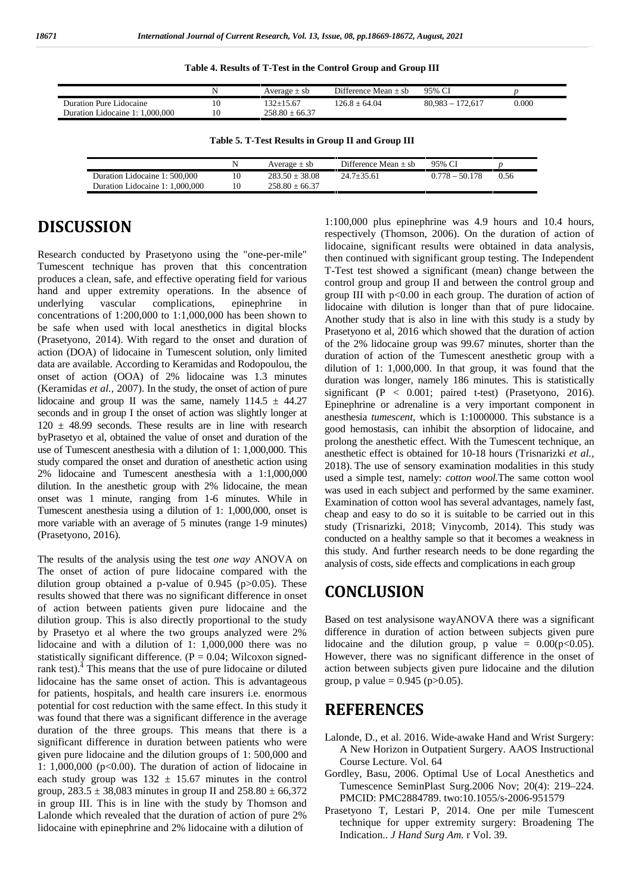**Table 4. Results of T-Test in the Control Group and Group III**

| | N | Average ± sb | Difference Mean ± sb | 95% CI | *p* |
|---|---|---|---|---|---|
| Duration Pure Lidocaine | 10 | 132±15.67 | 126.8 ± 64.04 | 80,983 – 172,617 | 0.000 |
| Duration Lidocaine 1: 1,000,000 | 10 | 258.80 ± 66.37 | | | |

**Table 5. T-Test Results in Group II and Group III**

| | N | Average ± sb | Difference Mean ± sb | 95% CI | *p* |
|---|---|---|---|---|---|
| Duration Lidocaine 1: 500,000 | 10 | 283.50 ± 38.08 | 24.7±35.61 | 0.778 – 50.178 | 0.56 |
| Duration Lidocaine 1: 1,000,000 | 10 | 258.80 ± 66.37 | | | |

## DISCUSSION

Research conducted by Prasetyono using the "one-per-mile" Tumescent technique has proven that this concentration produces a clean, safe, and effective operating field for various hand and upper extremity operations. In the absence of underlying vascular complications, epinephrine in concentrations of 1:200,000 to 1:1,000,000 has been shown to be safe when used with local anesthetics in digital blocks (Prasetyono, 2014). With regard to the onset and duration of action (DOA) of lidocaine in Tumescent solution, only limited data are available. According to Keramidas and Rodopoulou, the onset of action (OOA) of 2% lidocaine was 1.3 minutes (Keramidas *et al.,* 2007). In the study, the onset of action of pure lidocaine and group II was the same, namely 114.5 ± 44.27 seconds and in group I the onset of action was slightly longer at 120 ± 48.99 seconds. These results are in line with research byPrasetyo et al, obtained the value of onset and duration of the use of Tumescent anesthesia with a dilution of 1: 1,000,000. This study compared the onset and duration of anesthetic action using 2% lidocaine and Tumescent anesthesia with a 1:1,000,000 dilution. In the anesthetic group with 2% lidocaine, the mean onset was 1 minute, ranging from 1-6 minutes. While in Tumescent anesthesia using a dilution of 1: 1,000,000, onset is more variable with an average of 5 minutes (range 1-9 minutes) (Prasetyono, 2016).

The results of the analysis using the test *one way* ANOVA on The onset of action of pure lidocaine compared with the dilution group obtained a p-value of 0.945 ($p>0.05$). These results showed that there was no significant difference in onset of action between patients given pure lidocaine and the dilution group. This is also directly proportional to the study by Prasetyo et al where the two groups analyzed were 2% lidocaine and with a dilution of 1: 1,000,000 there was no statistically significant difference. ($P = 0.04$; Wilcoxon signed-rank test).[4] This means that the use of pure lidocaine or diluted lidocaine has the same onset of action. This is advantageous for patients, hospitals, and health care insurers i.e. enormous potential for cost reduction with the same effect. In this study it was found that there was a significant difference in the average duration of the three groups. This means that there is a significant difference in duration between patients who were given pure lidocaine and the dilution groups of 1: 500,000 and 1: 1,000,000 ($p<0.00$). The duration of action of lidocaine in each study group was 132 ± 15.67 minutes in the control group, 283.5 ± 38,083 minutes in group II and 258.80 ± 66,372 in group III. This is in line with the study by Thomson and Lalonde which revealed that the duration of action of pure 2% lidocaine with epinephrine and 2% lidocaine with a dilution of 1:100,000 plus epinephrine was 4.9 hours and 10.4 hours, respectively (Thomson, 2006). On the duration of action of lidocaine, significant results were obtained in data analysis, then continued with significant group testing. The Independent T-Test test showed a significant (mean) change between the control group and group II and between the control group and group III with $p<0.00$ in each group. The duration of action of lidocaine with dilution is longer than that of pure lidocaine. Another study that is also in line with this study is a study by Prasetyono et al, 2016 which showed that the duration of action of the 2% lidocaine group was 99.67 minutes, shorter than the duration of action of the Tumescent anesthetic group with a dilution of 1: 1,000,000. In that group, it was found that the duration was longer, namely 186 minutes. This is statistically significant ($P < 0.001$; paired t-test) (Prasetyono, 2016). Epinephrine or adrenaline is a very important component in anesthesia *tumescent*, which is 1:1000000. This substance is a good hemostasis, can inhibit the absorption of lidocaine, and prolong the anesthetic effect. With the Tumescent technique, an anesthetic effect is obtained for 10-18 hours (Trisnarizki *et al.,* 2018). The use of sensory examination modalities in this study used a simple test, namely: *cotton wool.*The same cotton wool was used in each subject and performed by the same examiner. Examination of cotton wool has several advantages, namely fast, cheap and easy to do so it is suitable to be carried out in this study (Trisnarizki, 2018; Vinycomb, 2014). This study was conducted on a healthy sample so that it becomes a weakness in this study. And further research needs to be done regarding the analysis of costs, side effects and complications in each group

## CONCLUSION

Based on test analysisone wayANOVA there was a significant difference in duration of action between subjects given pure lidocaine and the dilution group, p value = 0.00($p<0.05$). However, there was no significant difference in the onset of action between subjects given pure lidocaine and the dilution group, p value = 0.945 ($p>0.05$).

## REFERENCES

- Lalonde, D., et al. 2016. Wide-awake Hand and Wrist Surgery: A New Horizon in Outpatient Surgery. AAOS Instructional Course Lecture. Vol. 64
- Gordley, Basu, 2006. Optimal Use of Local Anesthetics and Tumescence SeminPlast Surg.2006 Nov; 20(4): 219–224. PMCID: PMC2884789. two:10.1055/s-2006-951579
- Prasetyono T, Lestari P, 2014. One per mile Tumescent technique for upper extremity surgery: Broadening The Indication.. *J Hand Surg Am.* r Vol. 39.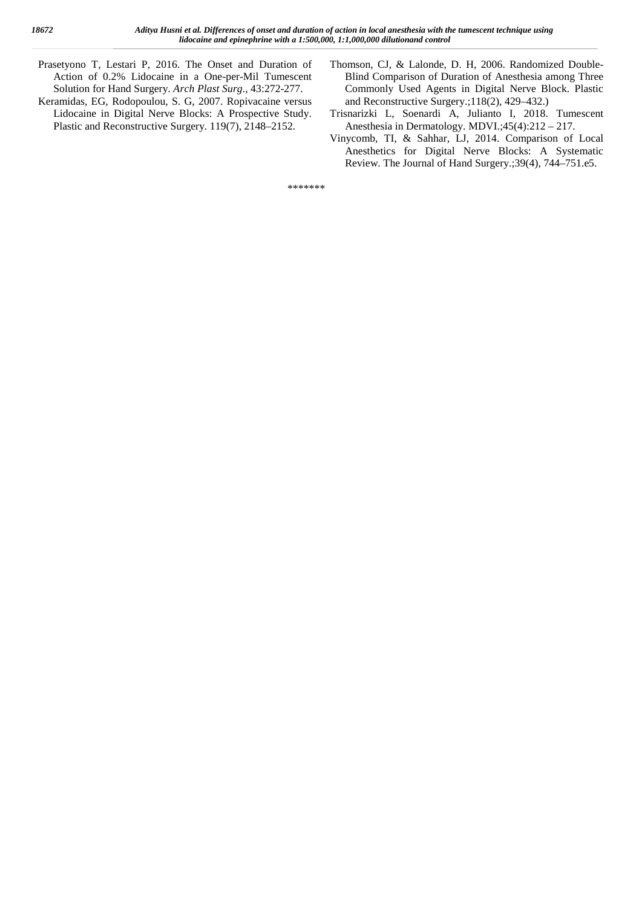Prasetyono T, Lestari P, 2016. The Onset and Duration of Action of 0.2% Lidocaine in a One-per-Mil Tumescent Solution for Hand Surgery. *Arch Plast Surg*., 43:272-277.

Keramidas, EG, Rodopoulou, S. G, 2007. Ropivacaine versus Lidocaine in Digital Nerve Blocks: A Prospective Study. Plastic and Reconstructive Surgery. 119(7), 2148–2152.

Thomson, CJ, & Lalonde, D. H, 2006. Randomized Double-Blind Comparison of Duration of Anesthesia among Three Commonly Used Agents in Digital Nerve Block. Plastic and Reconstructive Surgery.;118(2), 429–432.)

Trisnarizki L, Soenardi A, Julianto I, 2018. Tumescent Anesthesia in Dermatology. MDVI.;45(4):212 – 217.

Vinycomb, TI, & Sahhar, LJ, 2014. Comparison of Local Anesthetics for Digital Nerve Blocks: A Systematic Review. The Journal of Hand Surgery.;39(4), 744–751.e5.

*******